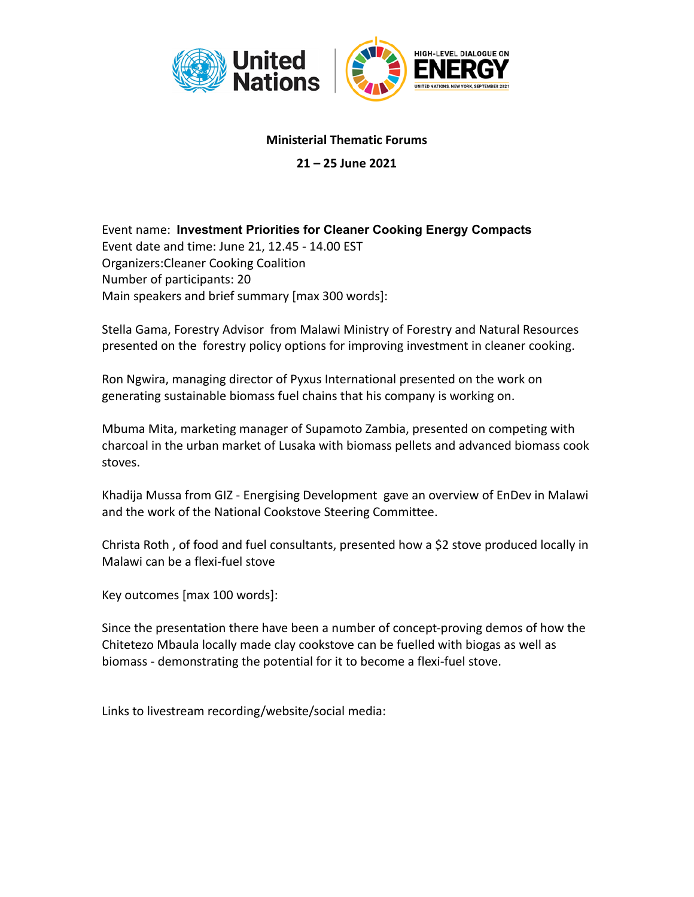**Ministerial Thematic Forums**

**21 – 25 June 2021**

Event name: **Investment Priorities for Cleaner Cooking Energy Compacts**
Event date and time: June 21, 12.45 - 14.00 EST
Organizers:Cleaner Cooking Coalition
Number of participants: 20
Main speakers and brief summary [max 300 words]:

Stella Gama, Forestry Advisor from Malawi Ministry of Forestry and Natural Resources presented on the forestry policy options for improving investment in cleaner cooking.

Ron Ngwira, managing director of Pyxus International presented on the work on generating sustainable biomass fuel chains that his company is working on.

Mbuma Mita, marketing manager of Supamoto Zambia, presented on competing with charcoal in the urban market of Lusaka with biomass pellets and advanced biomass cook stoves.

Khadija Mussa from GIZ - Energising Development gave an overview of EnDev in Malawi and the work of the National Cookstove Steering Committee.

Christa Roth , of food and fuel consultants, presented how a $2 stove produced locally in Malawi can be a flexi-fuel stove

Key outcomes [max 100 words]:

Since the presentation there have been a number of concept-proving demos of how the Chitetezo Mbaula locally made clay cookstove can be fuelled with biogas as well as biomass - demonstrating the potential for it to become a flexi-fuel stove.

Links to livestream recording/website/social media: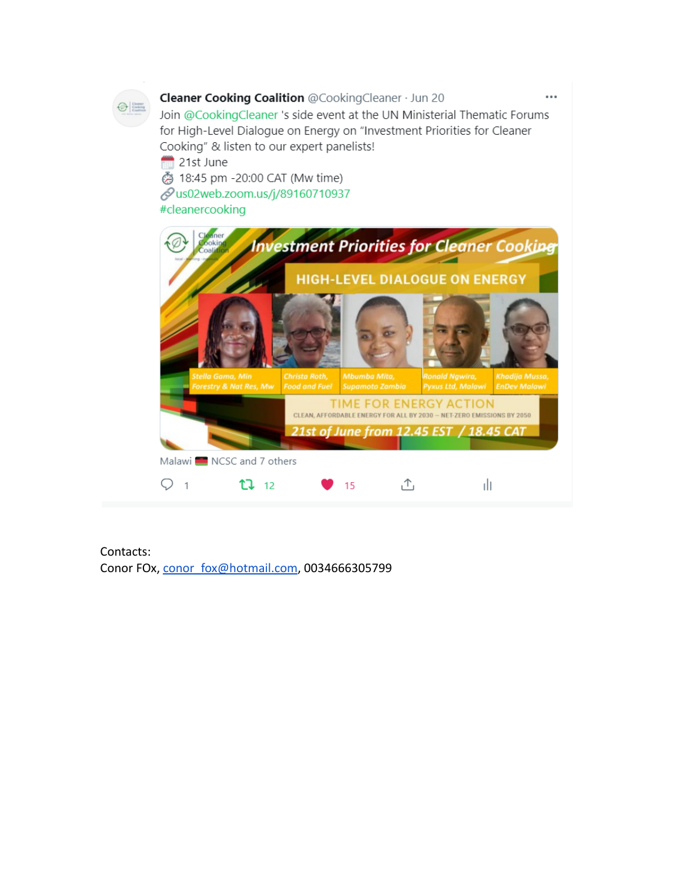**Cleaner Cooking Coalition** @CookingCleaner · Jun 20

Join @CookingCleaner 's side event at the UN Ministerial Thematic Forums for High-Level Dialogue on Energy on "Investment Priorities for Cleaner Cooking" & listen to our expert panelists!

📅 21st June

⏱ 18:45 pm -20:00 CAT (Mw time)

🔗 us02web.zoom.us/j/89160710937

#cleanercooking

Cleaner Cooking Coalition

Investment Priorities for Cleaner Cooking

HIGH-LEVEL DIALOGUE ON ENERGY

Stella Gama, Min Forestry & Nat Res, Mw

Christa Roth, Food and Fuel

Mbumba Mita, Supamoto Zambia

Ronald Ngwira, Pyxus Ltd, Malawi

Khodija Mussa, EnDev Malawi

TIME FOR ENERGY ACTION

CLEAN, AFFORDABLE ENERGY FOR ALL BY 2030 – NET-ZERO EMISSIONS BY 2050

21st of June from 12.45 EST / 18.45 CAT

Malawi NCSC and 7 others

1 12 15

Contacts:
Conor FOx, conor_fox@hotmail.com, 0034666305799